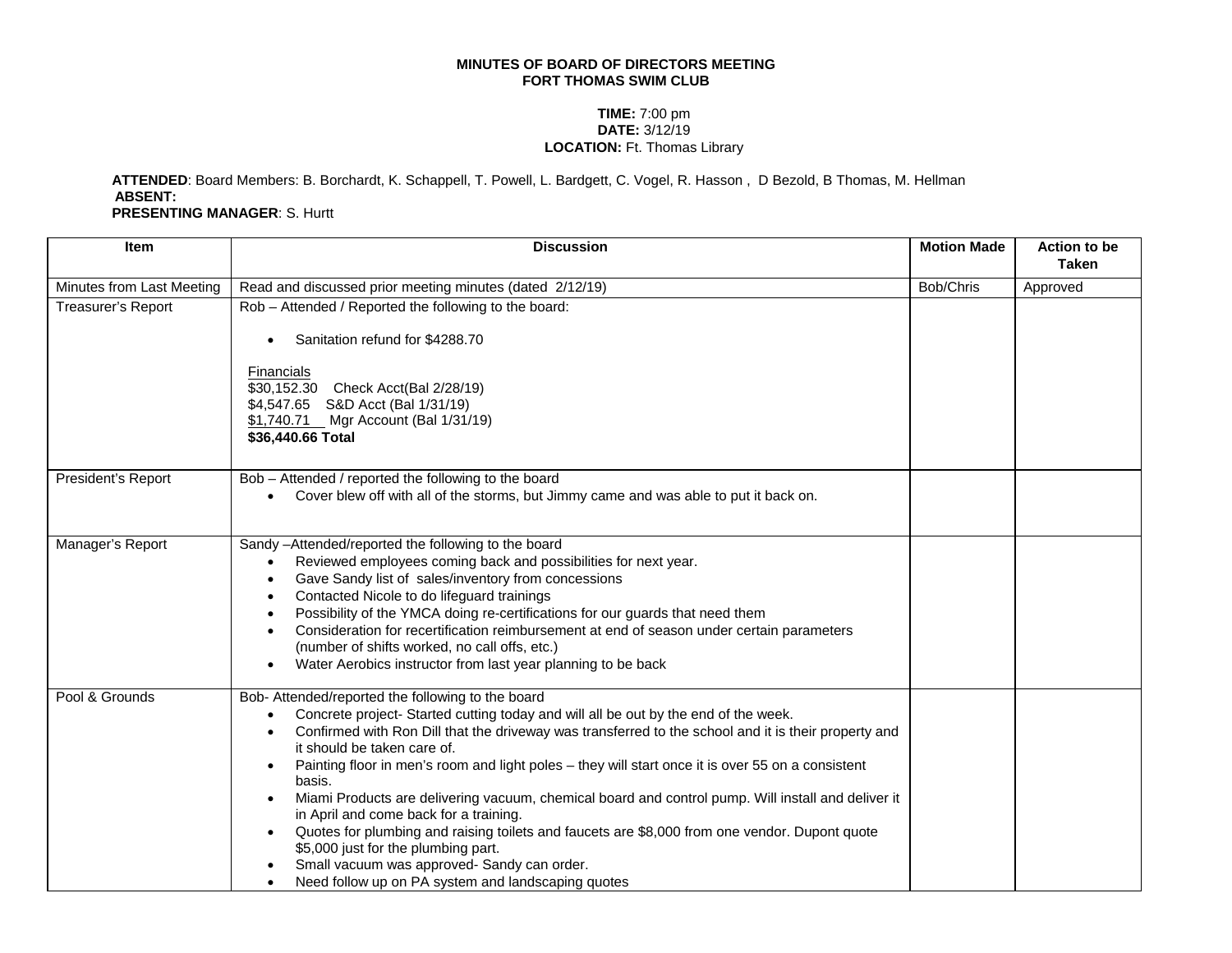**MINUTES OF BOARD OF DIRECTORS MEETING**
**FORT THOMAS SWIM CLUB**

**TIME:** 7:00 pm
**DATE:** 3/12/19
**LOCATION:** Ft. Thomas Library

**ATTENDED**: Board Members: B. Borchardt, K. Schappell, T. Powell, L. Bardgett, C. Vogel, R. Hasson , D Bezold, B Thomas, M. Hellman
**ABSENT:**
**PRESENTING MANAGER**: S. Hurtt

| Item | Discussion | Motion Made | Action to be Taken |
|---|---|---|---|
| Minutes from Last Meeting | Read and discussed prior meeting minutes (dated 2/12/19) | Bob/Chris | Approved |
| Treasurer's Report | Rob – Attended / Reported the following to the board:<br><br>• Sanitation refund for $4288.70<br><br>Financials<br>$30,152.30 Check Acct(Bal 2/28/19)<br>$4,547.65 S&D Acct (Bal 1/31/19)<br>$1,740.71 Mgr Account (Bal 1/31/19)<br>**$36,440.66 Total** | | |
| President's Report | Bob – Attended / reported the following to the board<br>• Cover blew off with all of the storms, but Jimmy came and was able to put it back on. | | |
| Manager's Report | Sandy –Attended/reported the following to the board<br>• Reviewed employees coming back and possibilities for next year.<br>• Gave Sandy list of sales/inventory from concessions<br>• Contacted Nicole to do lifeguard trainings<br>• Possibility of the YMCA doing re-certifications for our guards that need them<br>• Consideration for recertification reimbursement at end of season under certain parameters (number of shifts worked, no call offs, etc.)<br>• Water Aerobics instructor from last year planning to be back | | |
| Pool & Grounds | Bob- Attended/reported the following to the board<br>• Concrete project- Started cutting today and will all be out by the end of the week.<br>• Confirmed with Ron Dill that the driveway was transferred to the school and it is their property and it should be taken care of.<br>• Painting floor in men's room and light poles – they will start once it is over 55 on a consistent basis.<br>• Miami Products are delivering vacuum, chemical board and control pump. Will install and deliver it in April and come back for a training.<br>• Quotes for plumbing and raising toilets and faucets are $8,000 from one vendor. Dupont quote $5,000 just for the plumbing part.<br>• Small vacuum was approved- Sandy can order.<br>• Need follow up on PA system and landscaping quotes | | |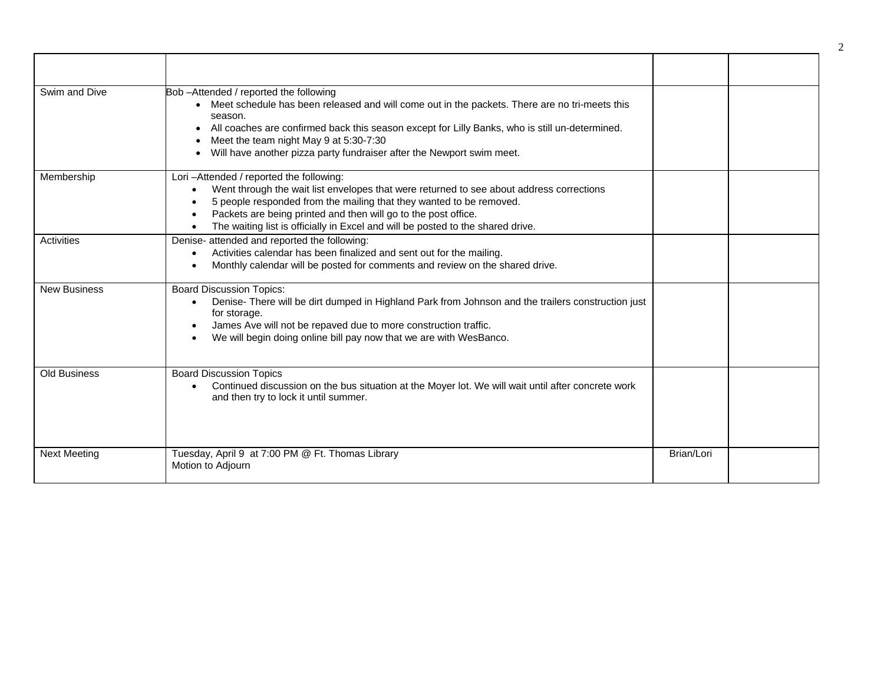| | | | |
|---|---|---|---|
| Swim and Dive | Bob –Attended / reported the following<br>• Meet schedule has been released and will come out in the packets. There are no tri-meets this season.<br>• All coaches are confirmed back this season except for Lilly Banks, who is still un-determined.<br>• Meet the team night May 9 at 5:30-7:30<br>• Will have another pizza party fundraiser after the Newport swim meet. | | |
| Membership | Lori –Attended / reported the following:<br>• Went through the wait list envelopes that were returned to see about address corrections<br>• 5 people responded from the mailing that they wanted to be removed.<br>• Packets are being printed and then will go to the post office.<br>• The waiting list is officially in Excel and will be posted to the shared drive. | | |
| Activities | Denise- attended and reported the following:<br>• Activities calendar has been finalized and sent out for the mailing.<br>• Monthly calendar will be posted for comments and review on the shared drive. | | |
| New Business | Board Discussion Topics:<br>• Denise- There will be dirt dumped in Highland Park from Johnson and the trailers construction just for storage.<br>• James Ave will not be repaved due to more construction traffic.<br>• We will begin doing online bill pay now that we are with WesBanco. | | |
| Old Business | Board Discussion Topics<br>• Continued discussion on the bus situation at the Moyer lot. We will wait until after concrete work and then try to lock it until summer. | | |
| Next Meeting | Tuesday, April 9 at 7:00 PM @ Ft. Thomas Library<br>Motion to Adjourn | Brian/Lori | |